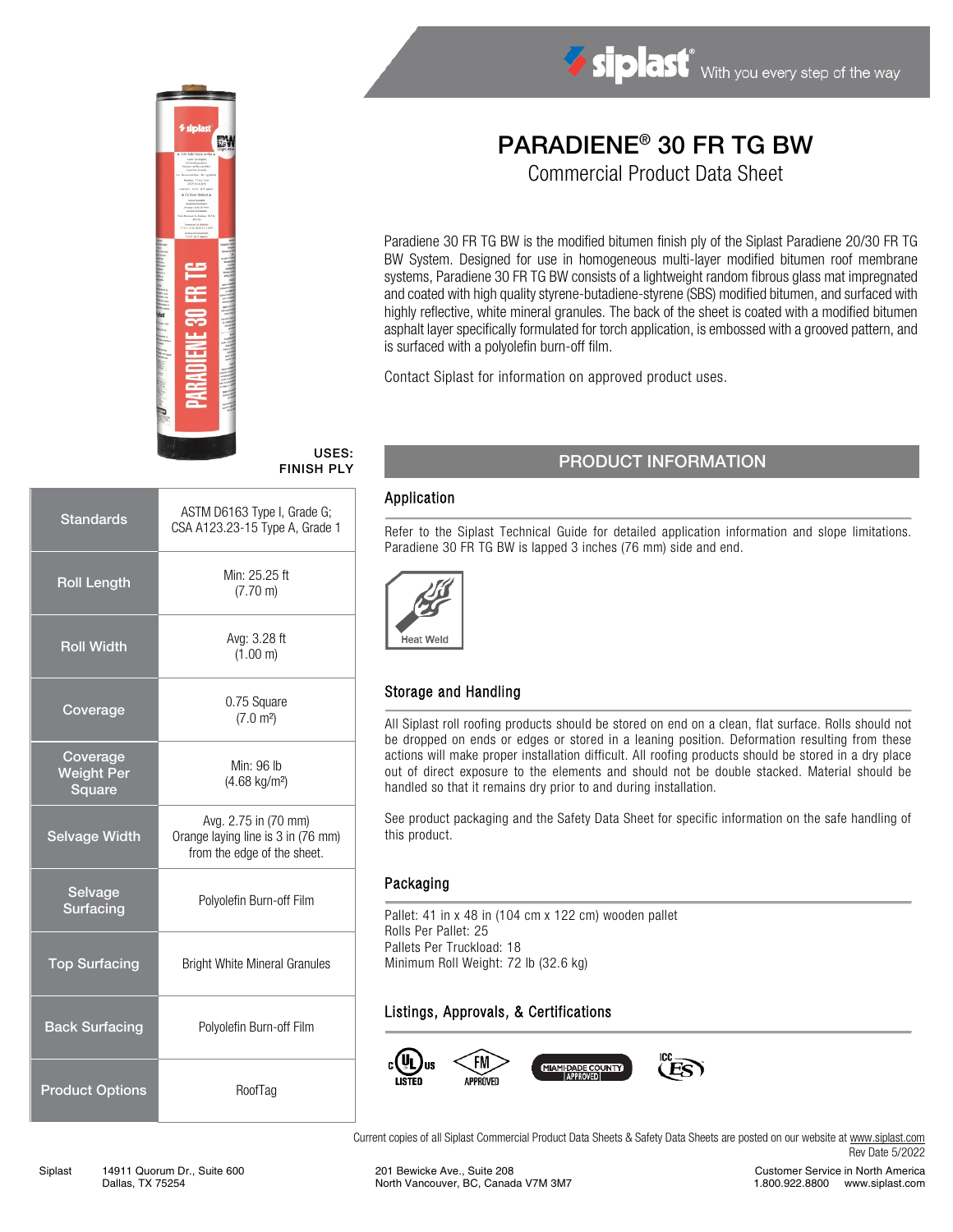# PARADIENE® 30 FR TG BW

## Commercial Product Data Sheet

Paradiene 30 FR TG BW is the modified bitumen finish ply of the Siplast Paradiene 20/30 FR TG BW System. Designed for use in homogeneous multi-layer modified bitumen roof membrane systems, Paradiene 30 FR TG BW consists of a lightweight random fibrous glass mat impregnated and coated with high quality styrene-butadiene-styrene (SBS) modified bitumen, and surfaced with highly reflective, white mineral granules. The back of the sheet is coated with a modified bitumen asphalt layer specifically formulated for torch application, is embossed with a grooved pattern, and is surfaced with a polyolefin burn-off film.

Contact Siplast for information on approved product uses.

**USES: FINISH PLY**

| | |
|---|---|
| Standards | ASTM D6163 Type I, Grade G; CSA A123.23-15 Type A, Grade 1 |
| Roll Length | Min: 25.25 ft (7.70 m) |
| Roll Width | Avg: 3.28 ft (1.00 m) |
| Coverage | 0.75 Square (7.0 m²) |
| Coverage Weight Per Square | Min: 96 lb (4.68 kg/m²) |
| Selvage Width | Avg. 2.75 in (70 mm) Orange laying line is 3 in (76 mm) from the edge of the sheet. |
| Selvage Surfacing | Polyolefin Burn-off Film |
| Top Surfacing | Bright White Mineral Granules |
| Back Surfacing | Polyolefin Burn-off Film |
| Product Options | RoofTag |

## PRODUCT INFORMATION

### Application

Refer to the Siplast Technical Guide for detailed application information and slope limitations. Paradiene 30 FR TG BW is lapped 3 inches (76 mm) side and end.

Heat Weld

### Storage and Handling

All Siplast roll roofing products should be stored on end on a clean, flat surface. Rolls should not be dropped on ends or edges or stored in a leaning position. Deformation resulting from these actions will make proper installation difficult. All roofing products should be stored in a dry place out of direct exposure to the elements and should not be double stacked. Material should be handled so that it remains dry prior to and during installation.

See product packaging and the Safety Data Sheet for specific information on the safe handling of this product.

### Packaging

Pallet: 41 in x 48 in (104 cm x 122 cm) wooden pallet
Rolls Per Pallet: 25
Pallets Per Truckload: 18
Minimum Roll Weight: 72 lb (32.6 kg)

### Listings, Approvals, & Certifications

c UL us LISTED · FM APPROVED · MIAMI-DADE COUNTY APPROVED · ICC ES

Current copies of all Siplast Commercial Product Data Sheets & Safety Data Sheets are posted on our website at www.siplast.com

Rev Date 5/2022

Siplast 14911 Quorum Dr., Suite 600 Dallas, TX 75254 · 201 Bewicke Ave., Suite 208 North Vancouver, BC, Canada V7M 3M7 · Customer Service in North America 1.800.922.8800 www.siplast.com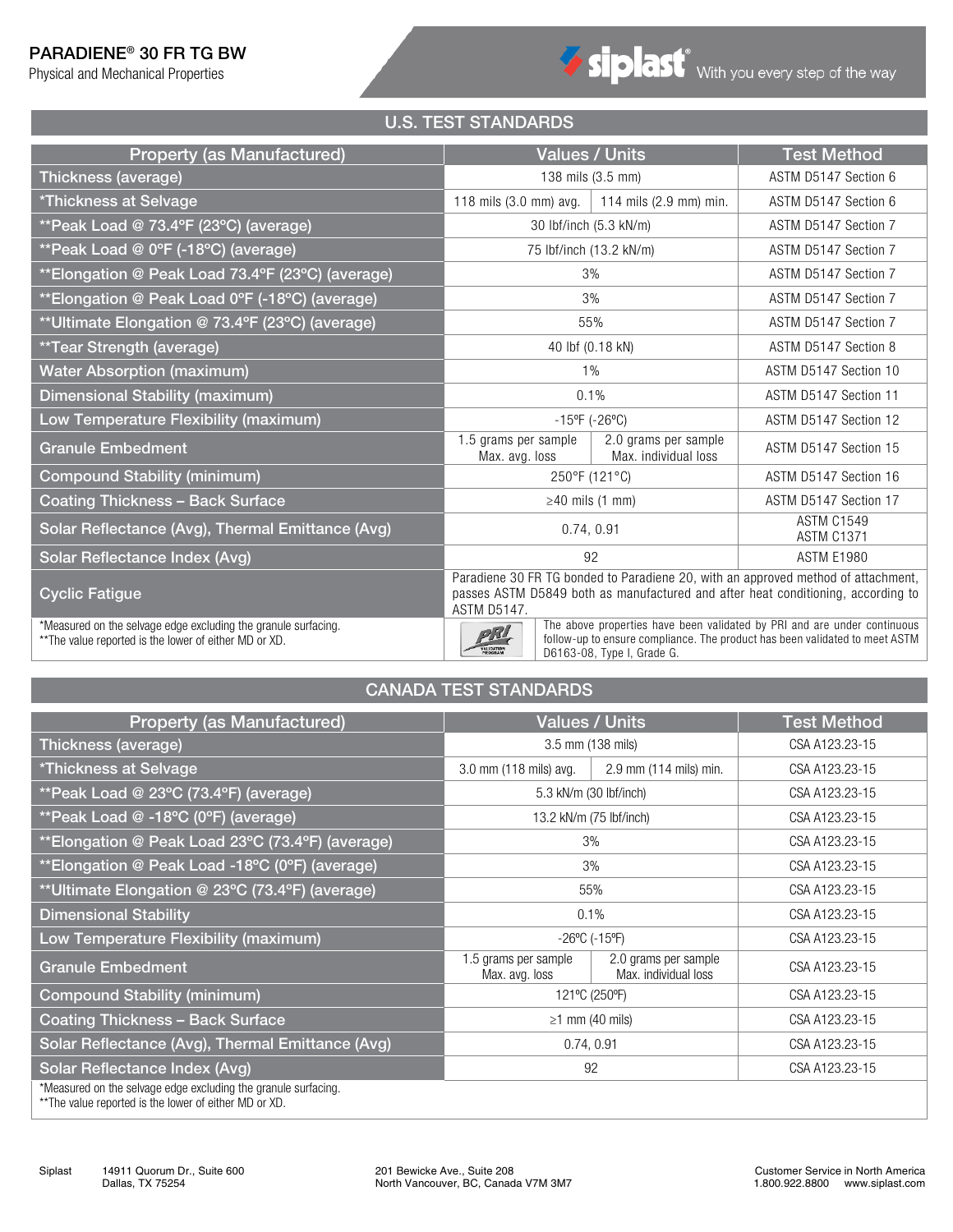# PARADIENE® 30 FR TG BW

Physical and Mechanical Properties

siplast® With you every step of the way

## U.S. TEST STANDARDS

| Property (as Manufactured) | Values / Units | | Test Method |
|---|---|---|---|
| Thickness (average) | 138 mils (3.5 mm) | | ASTM D5147 Section 6 |
| *Thickness at Selvage | 118 mils (3.0 mm) avg. | 114 mils (2.9 mm) min. | ASTM D5147 Section 6 |
| **Peak Load @ 73.4ºF (23ºC) (average) | 30 lbf/inch (5.3 kN/m) | | ASTM D5147 Section 7 |
| **Peak Load @ 0ºF (-18ºC) (average) | 75 lbf/inch (13.2 kN/m) | | ASTM D5147 Section 7 |
| **Elongation @ Peak Load 73.4ºF (23ºC) (average) | 3% | | ASTM D5147 Section 7 |
| **Elongation @ Peak Load 0ºF (-18ºC) (average) | 3% | | ASTM D5147 Section 7 |
| **Ultimate Elongation @ 73.4ºF (23ºC) (average) | 55% | | ASTM D5147 Section 7 |
| **Tear Strength (average) | 40 lbf (0.18 kN) | | ASTM D5147 Section 8 |
| Water Absorption (maximum) | 1% | | ASTM D5147 Section 10 |
| Dimensional Stability (maximum) | 0.1% | | ASTM D5147 Section 11 |
| Low Temperature Flexibility (maximum) | -15ºF (-26ºC) | | ASTM D5147 Section 12 |
| Granule Embedment | 1.5 grams per sample Max. avg. loss | 2.0 grams per sample Max. individual loss | ASTM D5147 Section 15 |
| Compound Stability (minimum) | 250°F (121°C) | | ASTM D5147 Section 16 |
| Coating Thickness – Back Surface | ≥40 mils (1 mm) | | ASTM D5147 Section 17 |
| Solar Reflectance (Avg), Thermal Emittance (Avg) | 0.74, 0.91 | | ASTM C1549 ASTM C1371 |
| Solar Reflectance Index (Avg) | 92 | | ASTM E1980 |
| Cyclic Fatigue | Paradiene 30 FR TG bonded to Paradiene 20, with an approved method of attachment, passes ASTM D5849 both as manufactured and after heat conditioning, according to ASTM D5147. | | |

*Measured on the selvage edge excluding the granule surfacing.
**The value reported is the lower of either MD or XD.

PRI VALIDATION PROGRAM — The above properties have been validated by PRI and are under continuous follow-up to ensure compliance. The product has been validated to meet ASTM D6163-08, Type I, Grade G.

## CANADA TEST STANDARDS

| Property (as Manufactured) | Values / Units | | Test Method |
|---|---|---|---|
| Thickness (average) | 3.5 mm (138 mils) | | CSA A123.23-15 |
| *Thickness at Selvage | 3.0 mm (118 mils) avg. | 2.9 mm (114 mils) min. | CSA A123.23-15 |
| **Peak Load @ 23ºC (73.4ºF) (average) | 5.3 kN/m (30 lbf/inch) | | CSA A123.23-15 |
| **Peak Load @ -18ºC (0ºF) (average) | 13.2 kN/m (75 lbf/inch) | | CSA A123.23-15 |
| **Elongation @ Peak Load 23ºC (73.4ºF) (average) | 3% | | CSA A123.23-15 |
| **Elongation @ Peak Load -18ºC (0ºF) (average) | 3% | | CSA A123.23-15 |
| **Ultimate Elongation @ 23ºC (73.4ºF) (average) | 55% | | CSA A123.23-15 |
| Dimensional Stability | 0.1% | | CSA A123.23-15 |
| Low Temperature Flexibility (maximum) | -26ºC (-15ºF) | | CSA A123.23-15 |
| Granule Embedment | 1.5 grams per sample Max. avg. loss | 2.0 grams per sample Max. individual loss | CSA A123.23-15 |
| Compound Stability (minimum) | 121ºC (250ºF) | | CSA A123.23-15 |
| Coating Thickness – Back Surface | ≥1 mm (40 mils) | | CSA A123.23-15 |
| Solar Reflectance (Avg), Thermal Emittance (Avg) | 0.74, 0.91 | | CSA A123.23-15 |
| Solar Reflectance Index (Avg) | 92 | | CSA A123.23-15 |

*Measured on the selvage edge excluding the granule surfacing.
**The value reported is the lower of either MD or XD.

Siplast 14911 Quorum Dr., Suite 600 Dallas, TX 75254

201 Bewicke Ave., Suite 208 North Vancouver, BC, Canada V7M 3M7

Customer Service in North America 1.800.922.8800 www.siplast.com